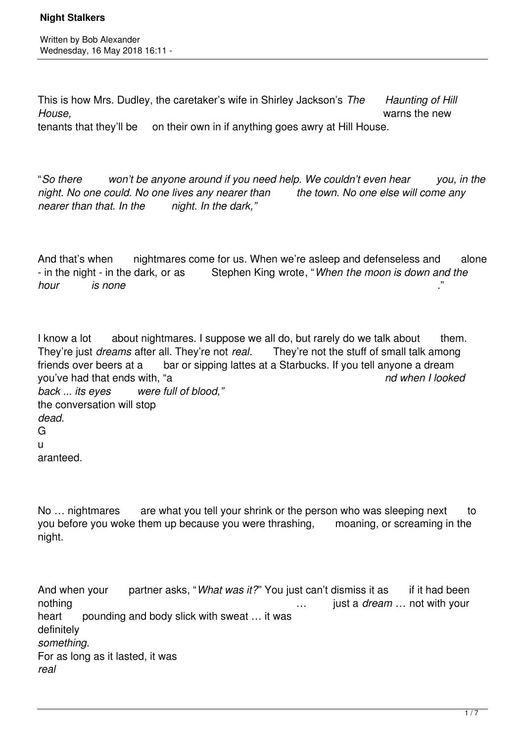# Night Stalkers

Written by Bob Alexander
Wednesday, 16 May 2018 16:11 -

This is how Mrs. Dudley, the caretaker's wife in Shirley Jackson's *The Haunting of Hill House,* warns the new tenants that they'll be on their own in if anything goes awry at Hill House.

"*So there won't be anyone around if you need help. We couldn't even hear you, in the night. No one could. No one lives any nearer than the town. No one else will come any nearer than that. In the night. In the dark,"*

And that's when nightmares come for us. When we're asleep and defenseless and alone - in the night - in the dark, or as Stephen King wrote, "*When the moon is down and the hour is none*."

I know a lot about nightmares. I suppose we all do, but rarely do we talk about them. They're just *dreams* after all. They're not *real*. They're not the stuff of small talk among friends over beers at a bar or sipping lattes at a Starbucks. If you tell anyone a dream you've had that ends with, "*and when I looked back ... its eyes were full of blood,"* the conversation will stop *dead.* Guaranteed.

No … nightmares are what you tell your shrink or the person who was sleeping next to you before you woke them up because you were thrashing, moaning, or screaming in the night.

And when your partner asks, "*What was it?*" You just can't dismiss it as if it had been nothing … just a *dream* … not with your heart pounding and body slick with sweat … it was definitely *something.* For as long as it lasted, it was *real*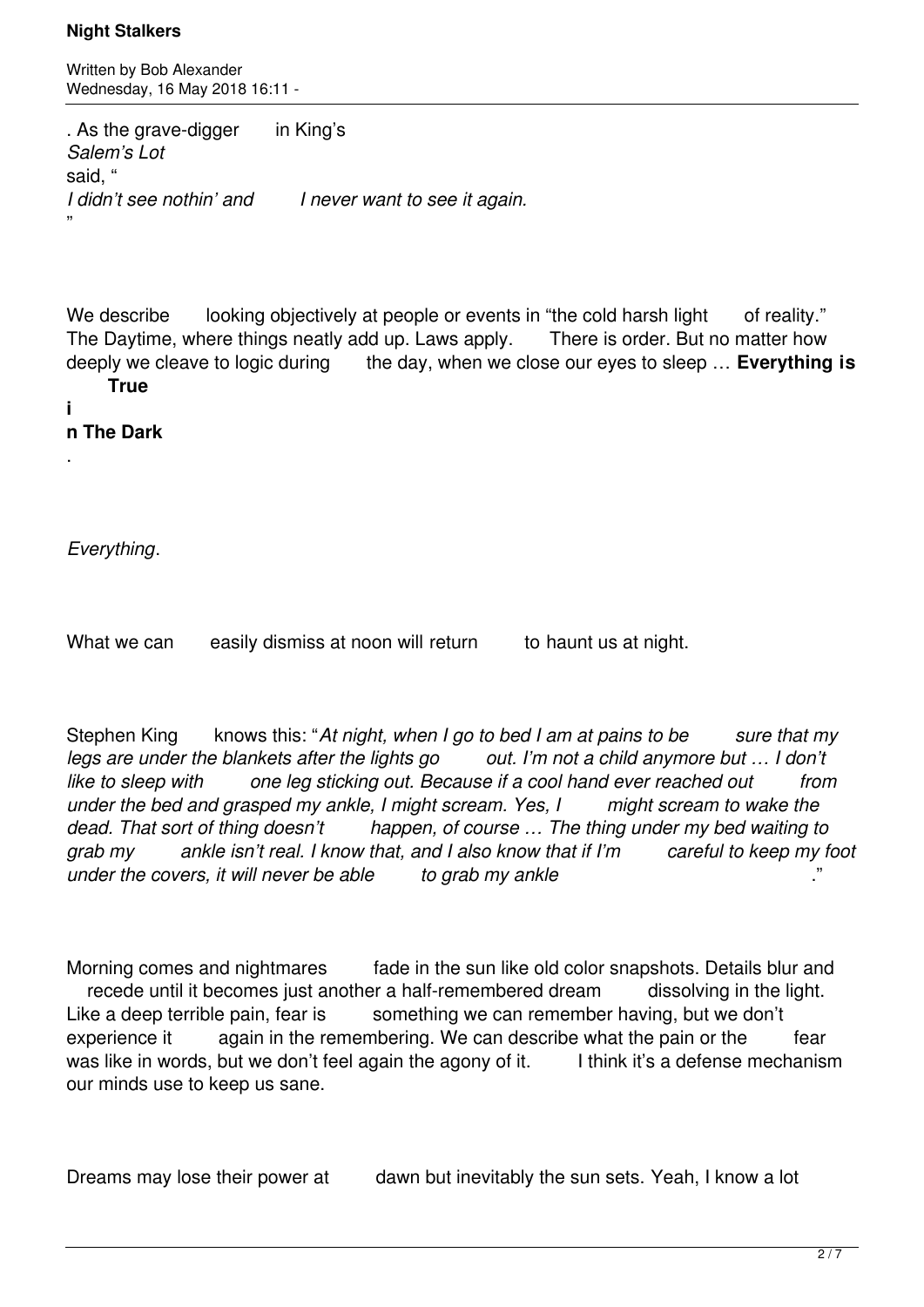. As the grave-digger in King's *Salem's Lot* said, "*I didn't see nothin' and I never want to see it again.*"

We describe looking objectively at people or events in "the cold harsh light of reality." The Daytime, where things neatly add up. Laws apply. There is order. But no matter how deeply we cleave to logic during the day, when we close our eyes to sleep … **Everything is True in The Dark**.

*Everything*.

What we can easily dismiss at noon will return to haunt us at night.

Stephen King knows this: "*At night, when I go to bed I am at pains to be sure that my legs are under the blankets after the lights go out. I'm not a child anymore but … I don't like to sleep with one leg sticking out. Because if a cool hand ever reached out from under the bed and grasped my ankle, I might scream. Yes, I might scream to wake the dead. That sort of thing doesn't happen, of course … The thing under my bed waiting to grab my ankle isn't real. I know that, and I also know that if I'm careful to keep my foot under the covers, it will never be able to grab my ankle*."

Morning comes and nightmares fade in the sun like old color snapshots. Details blur and recede until it becomes just another a half-remembered dream dissolving in the light. Like a deep terrible pain, fear is something we can remember having, but we don't experience it again in the remembering. We can describe what the pain or the fear was like in words, but we don't feel again the agony of it. I think it's a defense mechanism our minds use to keep us sane.

Dreams may lose their power at dawn but inevitably the sun sets. Yeah, I know a lot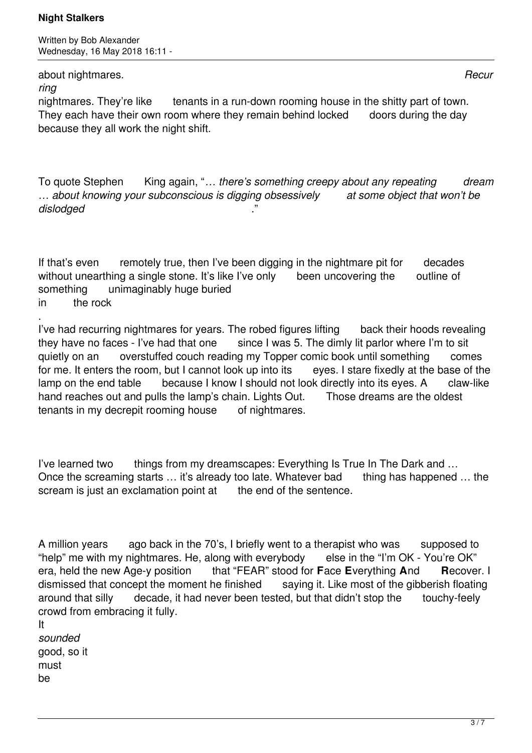about nightmares. *Recurring* nightmares. They're like tenants in a run-down rooming house in the shitty part of town. They each have their own room where they remain behind locked doors during the day because they all work the night shift.

To quote Stephen King again, "*… there's something creepy about any repeating dream … about knowing your subconscious is digging obsessively at some object that won't be dislodged*."

If that's even remotely true, then I've been digging in the nightmare pit for decades without unearthing a single stone. It's like I've only been uncovering the outline of something unimaginably huge buried in the rock.

I've had recurring nightmares for years. The robed figures lifting back their hoods revealing they have no faces - I've had that one since I was 5. The dimly lit parlor where I'm to sit quietly on an overstuffed couch reading my Topper comic book until something comes for me. It enters the room, but I cannot look up into its eyes. I stare fixedly at the base of the lamp on the end table because I know I should not look directly into its eyes. A claw-like hand reaches out and pulls the lamp's chain. Lights Out. Those dreams are the oldest tenants in my decrepit rooming house of nightmares.

I've learned two things from my dreamscapes: Everything Is True In The Dark and … Once the screaming starts … it's already too late. Whatever bad thing has happened … the scream is just an exclamation point at the end of the sentence.

A million years ago back in the 70's, I briefly went to a therapist who was supposed to "help" me with my nightmares. He, along with everybody else in the "I'm OK - You're OK" era, held the new Age-y position that "FEAR" stood for **F**ace **E**verything **A**nd **R**ecover. I dismissed that concept the moment he finished saying it. Like most of the gibberish floating around that silly decade, it had never been tested, but that didn't stop the touchy-feely crowd from embracing it fully. It *sounded* good, so it must be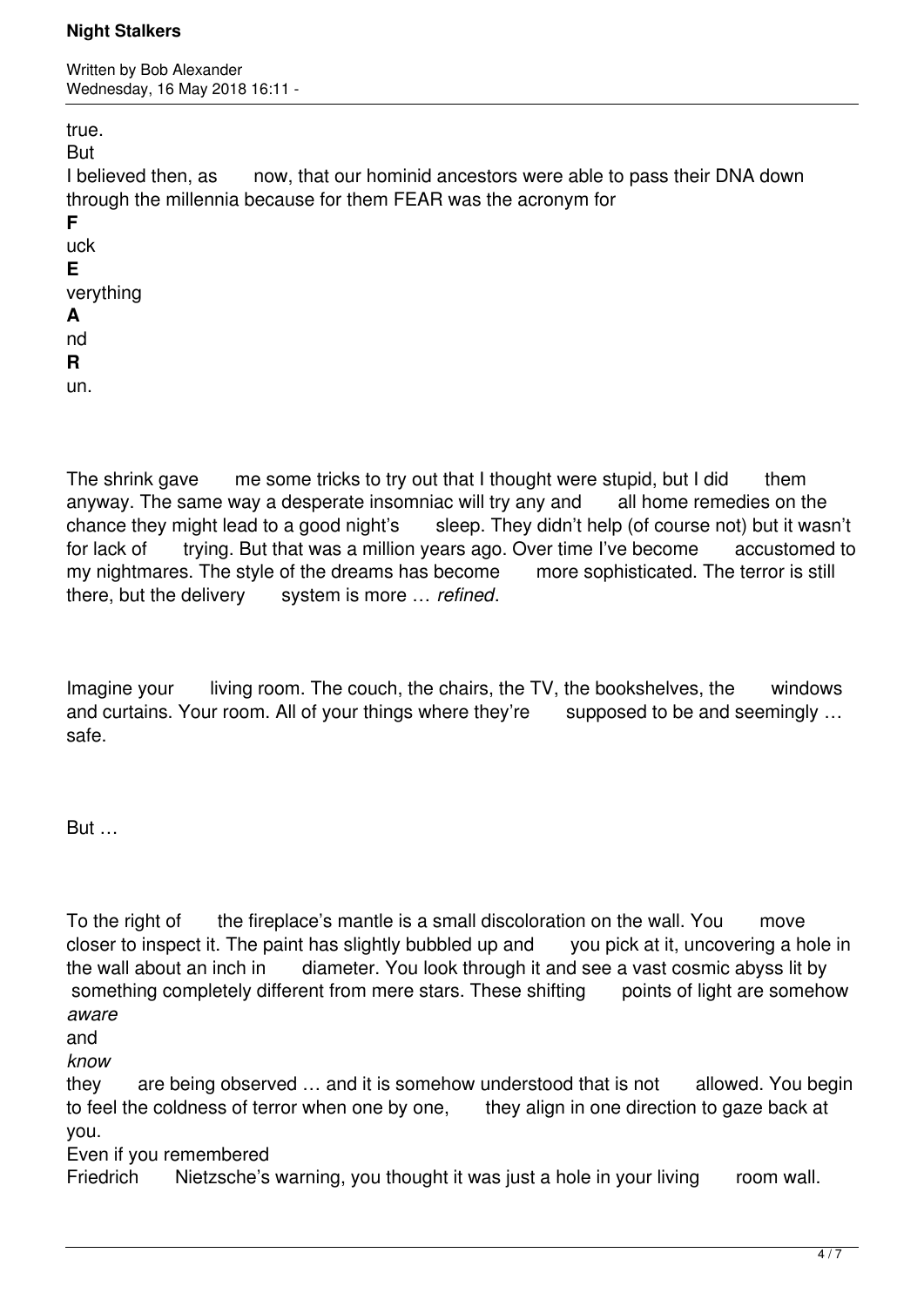true.

But

I believed then, as now, that our hominid ancestors were able to pass their DNA down through the millennia because for them FEAR was the acronym for

**F**uck

**E**verything

**A**nd

**R**un.

The shrink gave me some tricks to try out that I thought were stupid, but I did them anyway. The same way a desperate insomniac will try any and all home remedies on the chance they might lead to a good night's sleep. They didn't help (of course not) but it wasn't for lack of trying. But that was a million years ago. Over time I've become accustomed to my nightmares. The style of the dreams has become more sophisticated. The terror is still there, but the delivery system is more … *refined*.

Imagine your living room. The couch, the chairs, the TV, the bookshelves, the windows and curtains. Your room. All of your things where they're supposed to be and seemingly … safe.

But …

To the right of the fireplace's mantle is a small discoloration on the wall. You move closer to inspect it. The paint has slightly bubbled up and you pick at it, uncovering a hole in the wall about an inch in diameter. You look through it and see a vast cosmic abyss lit by something completely different from mere stars. These shifting points of light are somehow *aware* and *know* they are being observed … and it is somehow understood that is not allowed. You begin to feel the coldness of terror when one by one, they align in one direction to gaze back at you.

Even if you remembered Friedrich Nietzsche's warning, you thought it was just a hole in your living room wall.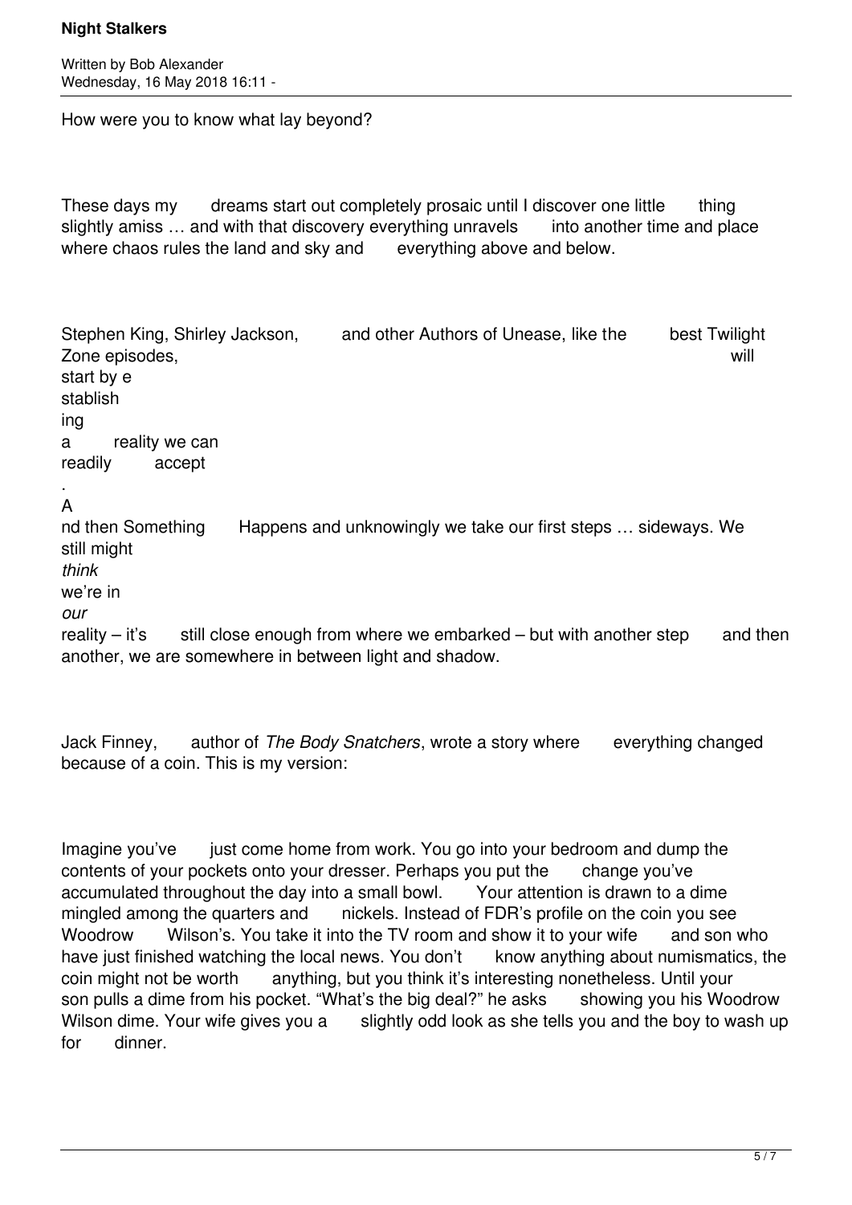How were you to know what lay beyond?

These days my dreams start out completely prosaic until I discover one little thing slightly amiss … and with that discovery everything unravels into another time and place where chaos rules the land and sky and everything above and below.

Stephen King, Shirley Jackson, and other Authors of Unease, like the best Twilight Zone episodes, will start by establishing a reality we can readily accept. And then Something Happens and unknowingly we take our first steps … sideways. We still might *think* we're in *our* reality – it's still close enough from where we embarked – but with another step and then another, we are somewhere in between light and shadow.

Jack Finney, author of *The Body Snatchers*, wrote a story where everything changed because of a coin. This is my version:

Imagine you've just come home from work. You go into your bedroom and dump the contents of your pockets onto your dresser. Perhaps you put the change you've accumulated throughout the day into a small bowl. Your attention is drawn to a dime mingled among the quarters and nickels. Instead of FDR's profile on the coin you see Woodrow Wilson's. You take it into the TV room and show it to your wife and son who have just finished watching the local news. You don't know anything about numismatics, the coin might not be worth anything, but you think it's interesting nonetheless. Until your son pulls a dime from his pocket. "What's the big deal?" he asks showing you his Woodrow Wilson dime. Your wife gives you a slightly odd look as she tells you and the boy to wash up for dinner.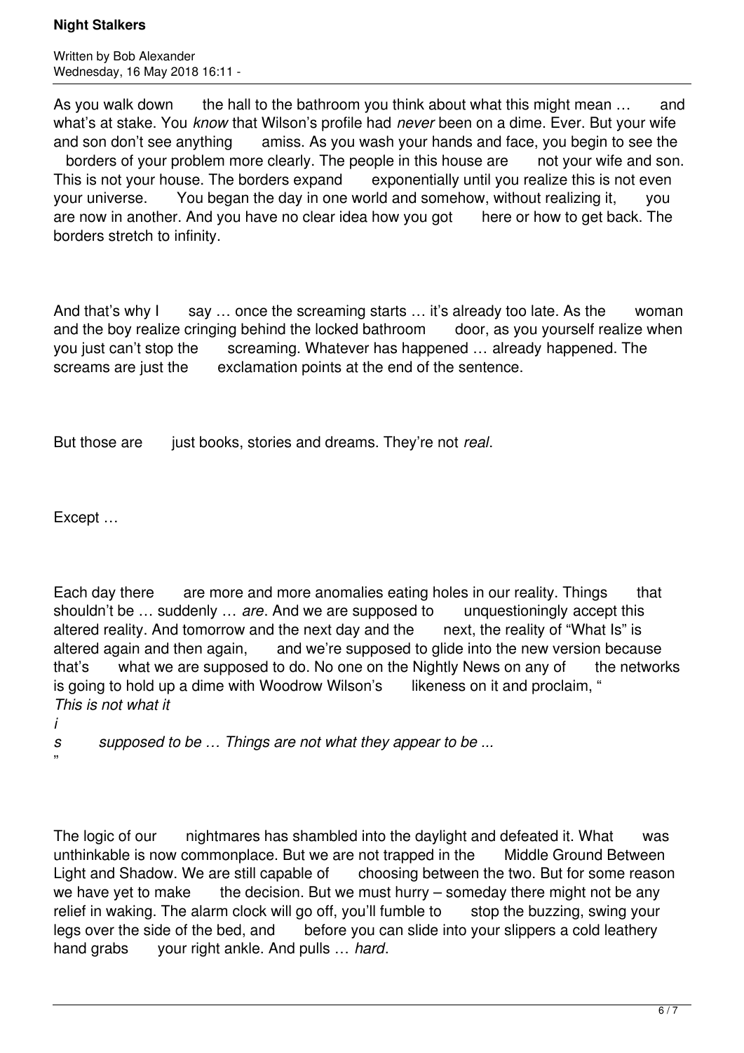As you walk down the hall to the bathroom you think about what this might mean … and what's at stake. You *know* that Wilson's profile had *never* been on a dime. Ever. But your wife and son don't see anything amiss. As you wash your hands and face, you begin to see the borders of your problem more clearly. The people in this house are not your wife and son. This is not your house. The borders expand exponentially until you realize this is not even your universe. You began the day in one world and somehow, without realizing it, you are now in another. And you have no clear idea how you got here or how to get back. The borders stretch to infinity.

And that's why I say … once the screaming starts … it's already too late. As the woman and the boy realize cringing behind the locked bathroom door, as you yourself realize when you just can't stop the screaming. Whatever has happened … already happened. The screams are just the exclamation points at the end of the sentence.

But those are just books, stories and dreams. They're not *real*.

Except …

Each day there are more and more anomalies eating holes in our reality. Things that shouldn't be … suddenly … *are*. And we are supposed to unquestioningly accept this altered reality. And tomorrow and the next day and the next, the reality of "What Is" is altered again and then again, and we're supposed to glide into the new version because that's what we are supposed to do. No one on the Nightly News on any of the networks is going to hold up a dime with Woodrow Wilson's likeness on it and proclaim, "*This is not what it is supposed to be … Things are not what they appear to be ...*"

The logic of our nightmares has shambled into the daylight and defeated it. What was unthinkable is now commonplace. But we are not trapped in the Middle Ground Between Light and Shadow. We are still capable of choosing between the two. But for some reason we have yet to make the decision. But we must hurry – someday there might not be any relief in waking. The alarm clock will go off, you'll fumble to stop the buzzing, swing your legs over the side of the bed, and before you can slide into your slippers a cold leathery hand grabs your right ankle. And pulls … *hard*.